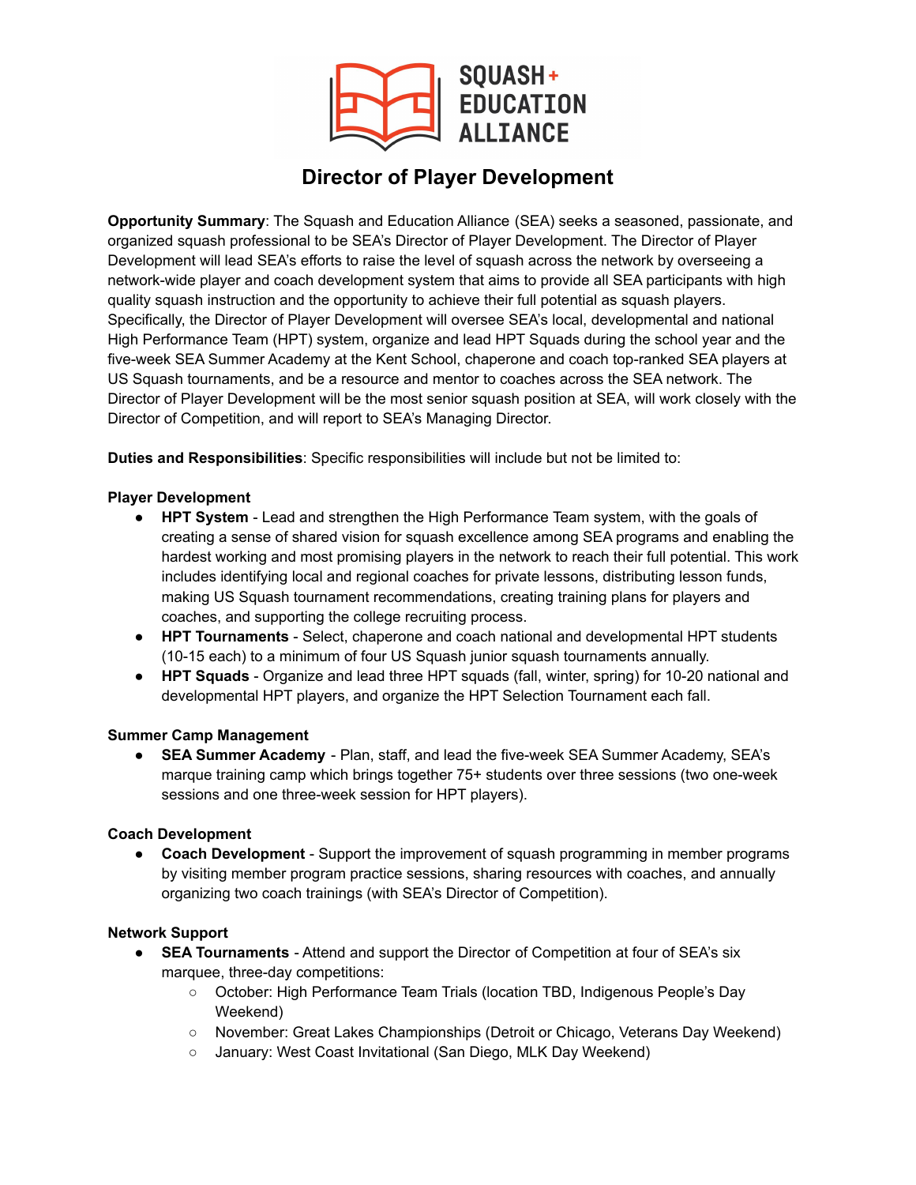SQUASH+ EDUCATION ALLIANCE

# Director of Player Development

**Opportunity Summary**: The Squash and Education Alliance (SEA) seeks a seasoned, passionate, and organized squash professional to be SEA's Director of Player Development. The Director of Player Development will lead SEA's efforts to raise the level of squash across the network by overseeing a network-wide player and coach development system that aims to provide all SEA participants with high quality squash instruction and the opportunity to achieve their full potential as squash players. Specifically, the Director of Player Development will oversee SEA's local, developmental and national High Performance Team (HPT) system, organize and lead HPT Squads during the school year and the five-week SEA Summer Academy at the Kent School, chaperone and coach top-ranked SEA players at US Squash tournaments, and be a resource and mentor to coaches across the SEA network. The Director of Player Development will be the most senior squash position at SEA, will work closely with the Director of Competition, and will report to SEA's Managing Director.

**Duties and Responsibilities**: Specific responsibilities will include but not be limited to:

**Player Development**

- **HPT System** - Lead and strengthen the High Performance Team system, with the goals of creating a sense of shared vision for squash excellence among SEA programs and enabling the hardest working and most promising players in the network to reach their full potential. This work includes identifying local and regional coaches for private lessons, distributing lesson funds, making US Squash tournament recommendations, creating training plans for players and coaches, and supporting the college recruiting process.
- **HPT Tournaments** - Select, chaperone and coach national and developmental HPT students (10-15 each) to a minimum of four US Squash junior squash tournaments annually.
- **HPT Squads** - Organize and lead three HPT squads (fall, winter, spring) for 10-20 national and developmental HPT players, and organize the HPT Selection Tournament each fall.

**Summer Camp Management**

- **SEA Summer Academy** - Plan, staff, and lead the five-week SEA Summer Academy, SEA's marque training camp which brings together 75+ students over three sessions (two one-week sessions and one three-week session for HPT players).

**Coach Development**

- **Coach Development** - Support the improvement of squash programming in member programs by visiting member program practice sessions, sharing resources with coaches, and annually organizing two coach trainings (with SEA's Director of Competition).

**Network Support**

- **SEA Tournaments** - Attend and support the Director of Competition at four of SEA's six marquee, three-day competitions:
  - October: High Performance Team Trials (location TBD, Indigenous People's Day Weekend)
  - November: Great Lakes Championships (Detroit or Chicago, Veterans Day Weekend)
  - January: West Coast Invitational (San Diego, MLK Day Weekend)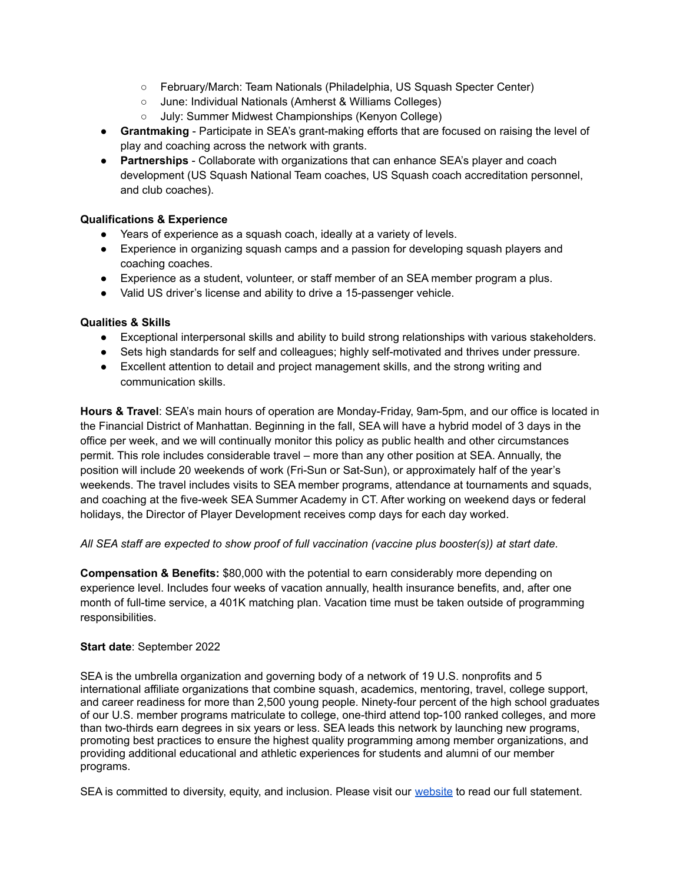- February/March: Team Nationals (Philadelphia, US Squash Specter Center)
    - June: Individual Nationals (Amherst & Williams Colleges)
    - July: Summer Midwest Championships (Kenyon College)
- **Grantmaking** - Participate in SEA's grant-making efforts that are focused on raising the level of play and coaching across the network with grants.
- **Partnerships** - Collaborate with organizations that can enhance SEA's player and coach development (US Squash National Team coaches, US Squash coach accreditation personnel, and club coaches).

**Qualifications & Experience**

- Years of experience as a squash coach, ideally at a variety of levels.
- Experience in organizing squash camps and a passion for developing squash players and coaching coaches.
- Experience as a student, volunteer, or staff member of an SEA member program a plus.
- Valid US driver's license and ability to drive a 15-passenger vehicle.

**Qualities & Skills**

- Exceptional interpersonal skills and ability to build strong relationships with various stakeholders.
- Sets high standards for self and colleagues; highly self-motivated and thrives under pressure.
- Excellent attention to detail and project management skills, and the strong writing and communication skills.

**Hours & Travel**: SEA's main hours of operation are Monday-Friday, 9am-5pm, and our office is located in the Financial District of Manhattan. Beginning in the fall, SEA will have a hybrid model of 3 days in the office per week, and we will continually monitor this policy as public health and other circumstances permit. This role includes considerable travel – more than any other position at SEA. Annually, the position will include 20 weekends of work (Fri-Sun or Sat-Sun), or approximately half of the year's weekends. The travel includes visits to SEA member programs, attendance at tournaments and squads, and coaching at the five-week SEA Summer Academy in CT. After working on weekend days or federal holidays, the Director of Player Development receives comp days for each day worked.

*All SEA staff are expected to show proof of full vaccination (vaccine plus booster(s)) at start date.*

**Compensation & Benefits:** $80,000 with the potential to earn considerably more depending on experience level. Includes four weeks of vacation annually, health insurance benefits, and, after one month of full-time service, a 401K matching plan. Vacation time must be taken outside of programming responsibilities.

**Start date**: September 2022

SEA is the umbrella organization and governing body of a network of 19 U.S. nonprofits and 5 international affiliate organizations that combine squash, academics, mentoring, travel, college support, and career readiness for more than 2,500 young people. Ninety-four percent of the high school graduates of our U.S. member programs matriculate to college, one-third attend top-100 ranked colleges, and more than two-thirds earn degrees in six years or less. SEA leads this network by launching new programs, promoting best practices to ensure the highest quality programming among member organizations, and providing additional educational and athletic experiences for students and alumni of our member programs.

SEA is committed to diversity, equity, and inclusion. Please visit our website to read our full statement.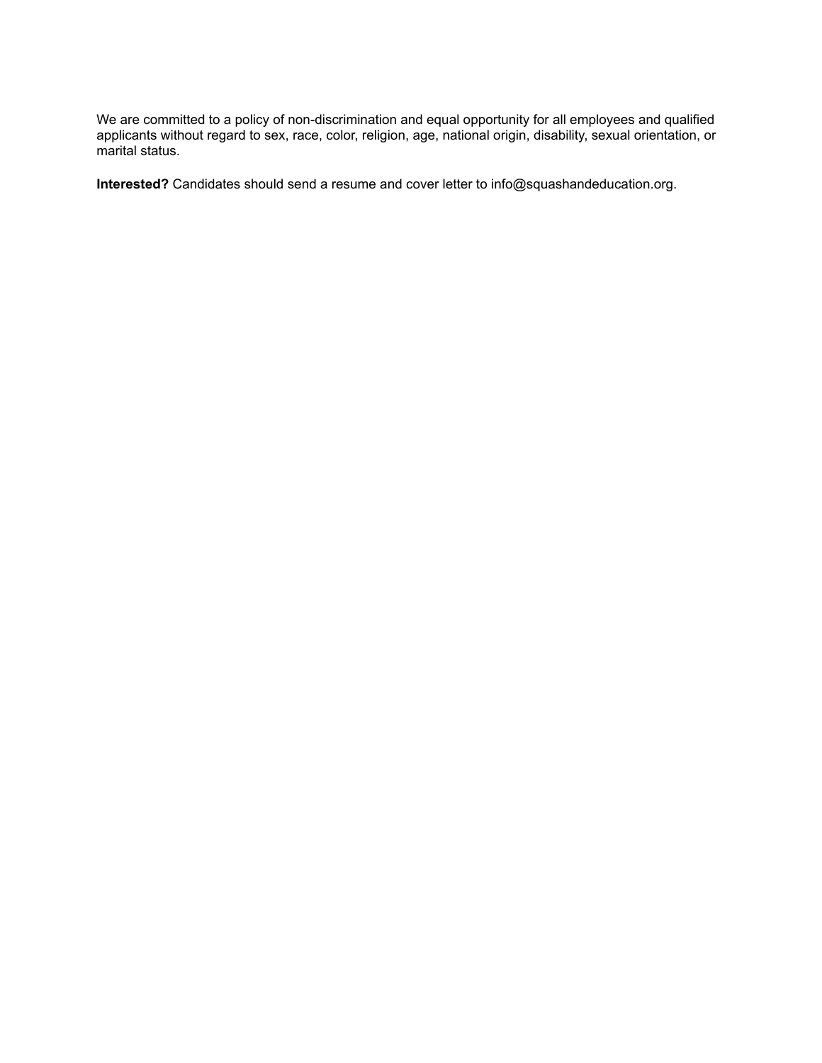We are committed to a policy of non-discrimination and equal opportunity for all employees and qualified applicants without regard to sex, race, color, religion, age, national origin, disability, sexual orientation, or marital status.

**Interested?** Candidates should send a resume and cover letter to info@squashandeducation.org.